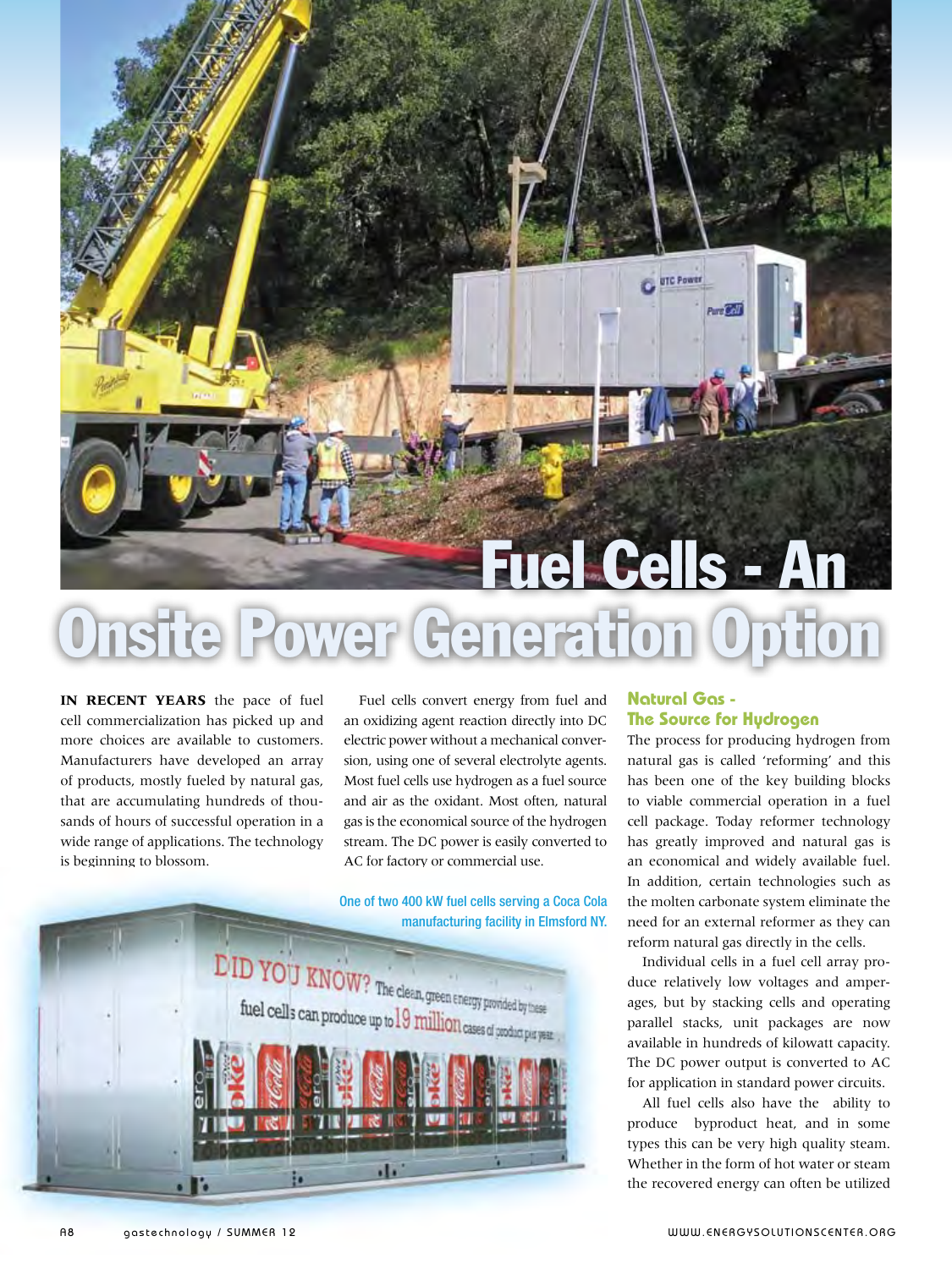# Fuel Cells - An Onsite Power Generation Option

**IN RECENT YEARS** the pace of fuel cell commercialization has picked up and more choices are available to customers. Manufacturers have developed an array of products, mostly fueled by natural gas, that are accumulating hundreds of thousands of hours of successful operation in a wide range of applications. The technology is beginning to blossom.

Fuel cells convert energy from fuel and an oxidizing agent reaction directly into DC electric power without a mechanical conversion, using one of several electrolyte agents. Most fuel cells use hydrogen as a fuel source and air as the oxidant. Most often, natural gas is the economical source of the hydrogen stream. The DC power is easily converted to AC for factory or commercial use.

One of two 400 kW fuel cells serving a Coca Cola manufacturing facility in Elmsford NY.

## Natural Gas - The Source for Hydrogen

The process for producing hydrogen from natural gas is called 'reforming' and this has been one of the key building blocks to viable commercial operation in a fuel cell package. Today reformer technology has greatly improved and natural gas is an economical and widely available fuel. In addition, certain technologies such as the molten carbonate system eliminate the need for an external reformer as they can reform natural gas directly in the cells.

Individual cells in a fuel cell array produce relatively low voltages and amperages, but by stacking cells and operating parallel stacks, unit packages are now available in hundreds of kilowatt capacity. The DC power output is converted to AC for application in standard power circuits.

All fuel cells also have the ability to produce byproduct heat, and in some types this can be very high quality steam. Whether in the form of hot water or steam the recovered energy can often be utilized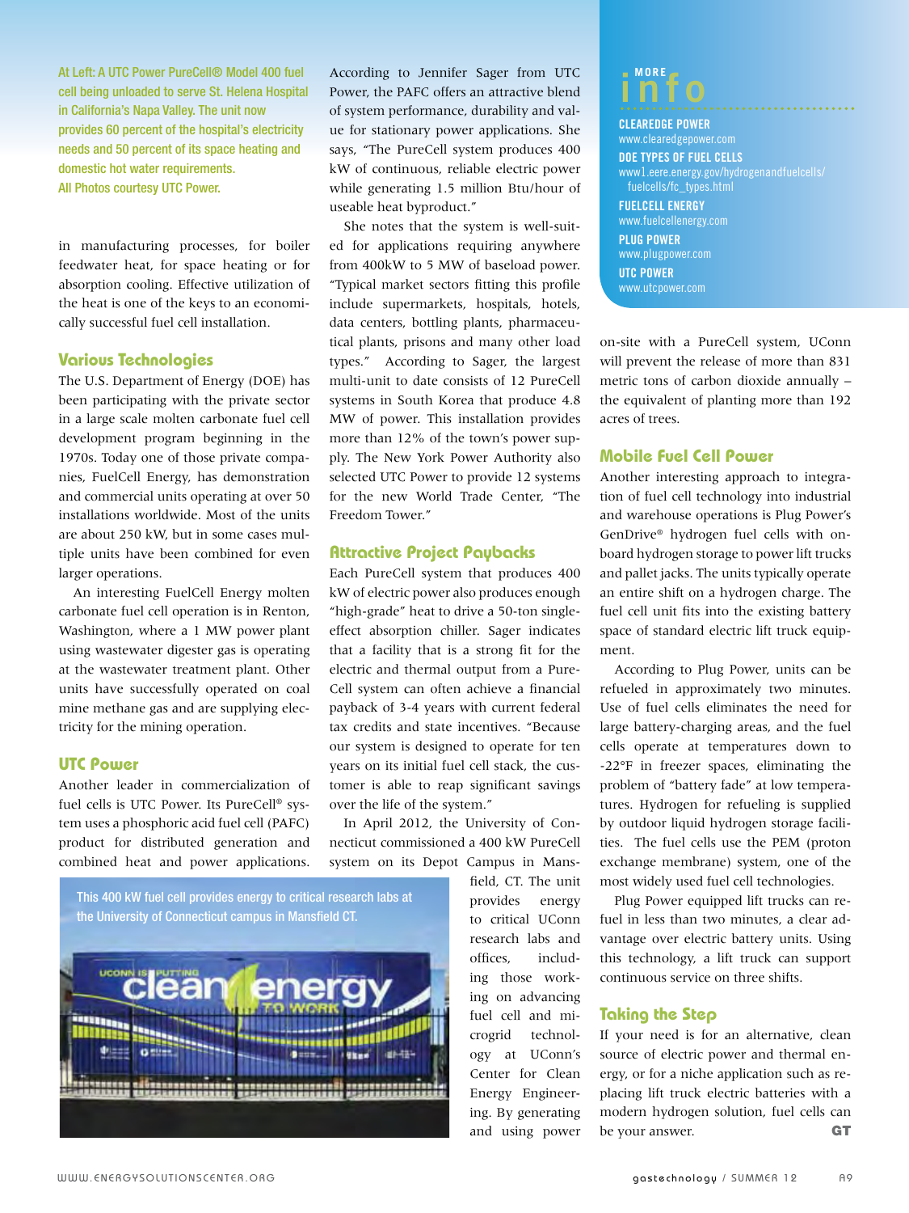At Left: A UTC Power PureCell® Model 400 fuel cell being unloaded to serve St. Helena Hospital in California's Napa Valley. The unit now provides 60 percent of the hospital's electricity needs and 50 percent of its space heating and domestic hot water requirements.
All Photos courtesy UTC Power.

in manufacturing processes, for boiler feedwater heat, for space heating or for absorption cooling. Effective utilization of the heat is one of the keys to an economically successful fuel cell installation.

## Various Technologies

The U.S. Department of Energy (DOE) has been participating with the private sector in a large scale molten carbonate fuel cell development program beginning in the 1970s. Today one of those private companies, FuelCell Energy, has demonstration and commercial units operating at over 50 installations worldwide. Most of the units are about 250 kW, but in some cases multiple units have been combined for even larger operations.

An interesting FuelCell Energy molten carbonate fuel cell operation is in Renton, Washington, where a 1 MW power plant using wastewater digester gas is operating at the wastewater treatment plant. Other units have successfully operated on coal mine methane gas and are supplying electricity for the mining operation.

## UTC Power

Another leader in commercialization of fuel cells is UTC Power. Its PureCell® system uses a phosphoric acid fuel cell (PAFC) product for distributed generation and combined heat and power applications. According to Jennifer Sager from UTC Power, the PAFC offers an attractive blend of system performance, durability and value for stationary power applications. She says, "The PureCell system produces 400 kW of continuous, reliable electric power while generating 1.5 million Btu/hour of useable heat byproduct."

She notes that the system is well-suited for applications requiring anywhere from 400kW to 5 MW of baseload power. "Typical market sectors fitting this profile include supermarkets, hospitals, hotels, data centers, bottling plants, pharmaceutical plants, prisons and many other load types." According to Sager, the largest multi-unit to date consists of 12 PureCell systems in South Korea that produce 4.8 MW of power. This installation provides more than 12% of the town's power supply. The New York Power Authority also selected UTC Power to provide 12 systems for the new World Trade Center, "The Freedom Tower."

## Attractive Project Paybacks

Each PureCell system that produces 400 kW of electric power also produces enough "high-grade" heat to drive a 50-ton single-effect absorption chiller. Sager indicates that a facility that is a strong fit for the electric and thermal output from a PureCell system can often achieve a financial payback of 3-4 years with current federal tax credits and state incentives. "Because our system is designed to operate for ten years on its initial fuel cell stack, the customer is able to reap significant savings over the life of the system."

In April 2012, the University of Connecticut commissioned a 400 kW PureCell system on its Depot Campus in Mansfield, CT. The unit provides energy to critical UConn research labs and offices, including those working on advancing fuel cell and microgrid technology at UConn's Center for Clean Energy Engineering. By generating and using power on-site with a PureCell system, UConn will prevent the release of more than 831 metric tons of carbon dioxide annually – the equivalent of planting more than 192 acres of trees.

This 400 kW fuel cell provides energy to critical research labs at the University of Connecticut campus in Mansfield CT.

## Mobile Fuel Cell Power

Another interesting approach to integration of fuel cell technology into industrial and warehouse operations is Plug Power's GenDrive® hydrogen fuel cells with on-board hydrogen storage to power lift trucks and pallet jacks. The units typically operate an entire shift on a hydrogen charge. The fuel cell unit fits into the existing battery space of standard electric lift truck equipment.

According to Plug Power, units can be refueled in approximately two minutes. Use of fuel cells eliminates the need for large battery-charging areas, and the fuel cells operate at temperatures down to -22°F in freezer spaces, eliminating the problem of "battery fade" at low temperatures. Hydrogen for refueling is supplied by outdoor liquid hydrogen storage facilities. The fuel cells use the PEM (proton exchange membrane) system, one of the most widely used fuel cell technologies.

Plug Power equipped lift trucks can refuel in less than two minutes, a clear advantage over electric battery units. Using this technology, a lift truck can support continuous service on three shifts.

## Taking the Step

If your need is for an alternative, clean source of electric power and thermal energy, or for a niche application such as replacing lift truck electric batteries with a modern hydrogen solution, fuel cells can be your answer. **GT**

## MORE info

**CLEAREDGE POWER**
www.clearedgepower.com

**DOE TYPES OF FUEL CELLS**
www1.eere.energy.gov/hydrogenandfuelcells/fuelcells/fc_types.html

**FUELCELL ENERGY**
www.fuelcellenergy.com

**PLUG POWER**
www.plugpower.com

**UTC POWER**
www.utcpower.com